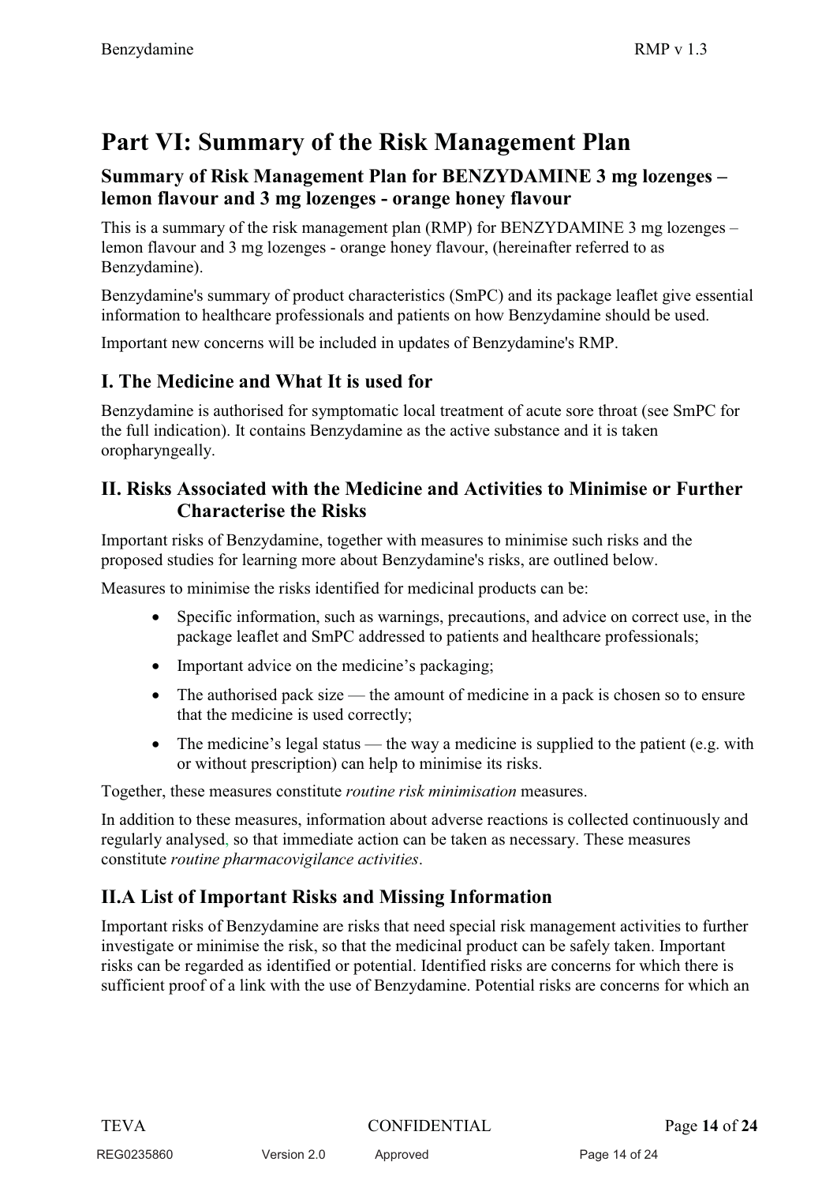# Part VI: Summary of the Risk Management Plan

## Summary of Risk Management Plan for BENZYDAMINE 3 mg lozenges – lemon flavour and 3 mg lozenges - orange honey flavour

This is a summary of the risk management plan (RMP) for BENZYDAMINE 3 mg lozenges – lemon flavour and 3 mg lozenges - orange honey flavour, (hereinafter referred to as Benzydamine).

Benzydamine's summary of product characteristics (SmPC) and its package leaflet give essential information to healthcare professionals and patients on how Benzydamine should be used.

Important new concerns will be included in updates of Benzydamine's RMP.

## I. The Medicine and What It is used for

Benzydamine is authorised for symptomatic local treatment of acute sore throat (see SmPC for the full indication). It contains Benzydamine as the active substance and it is taken oropharyngeally.

## II. Risks Associated with the Medicine and Activities to Minimise or Further Characterise the Risks

Important risks of Benzydamine, together with measures to minimise such risks and the proposed studies for learning more about Benzydamine's risks, are outlined below.

Measures to minimise the risks identified for medicinal products can be:

- Specific information, such as warnings, precautions, and advice on correct use, in the package leaflet and SmPC addressed to patients and healthcare professionals;
- Important advice on the medicine's packaging;
- The authorised pack size — the amount of medicine in a pack is chosen so to ensure that the medicine is used correctly;
- The medicine's legal status — the way a medicine is supplied to the patient (e.g. with or without prescription) can help to minimise its risks.

Together, these measures constitute *routine risk minimisation* measures.

In addition to these measures, information about adverse reactions is collected continuously and regularly analysed, so that immediate action can be taken as necessary. These measures constitute *routine pharmacovigilance activities*.

## II.A List of Important Risks and Missing Information

Important risks of Benzydamine are risks that need special risk management activities to further investigate or minimise the risk, so that the medicinal product can be safely taken. Important risks can be regarded as identified or potential. Identified risks are concerns for which there is sufficient proof of a link with the use of Benzydamine. Potential risks are concerns for which an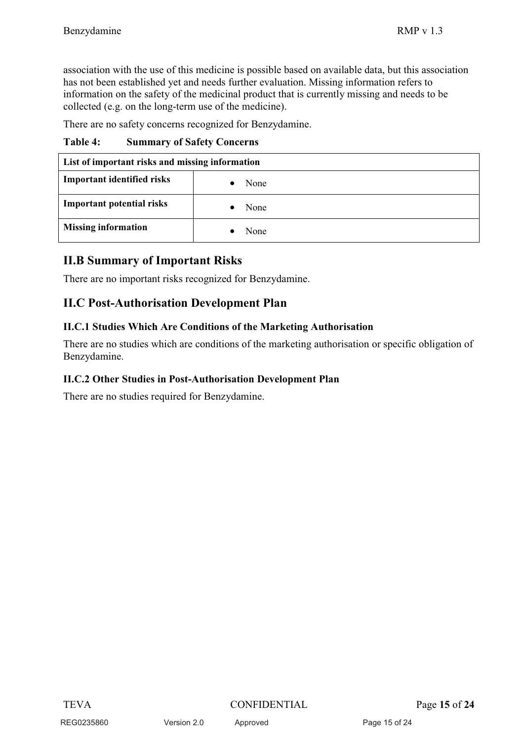association with the use of this medicine is possible based on available data, but this association has not been established yet and needs further evaluation. Missing information refers to information on the safety of the medicinal product that is currently missing and needs to be collected (e.g. on the long-term use of the medicine).

There are no safety concerns recognized for Benzydamine.

**Table 4: Summary of Safety Concerns**

| List of important risks and missing information | |
|---|---|
| **Important identified risks** | • None |
| **Important potential risks** | • None |
| **Missing information** | • None |

## II.B Summary of Important Risks

There are no important risks recognized for Benzydamine.

## II.C Post-Authorisation Development Plan

### II.C.1 Studies Which Are Conditions of the Marketing Authorisation

There are no studies which are conditions of the marketing authorisation or specific obligation of Benzydamine.

### II.C.2 Other Studies in Post-Authorisation Development Plan

There are no studies required for Benzydamine.